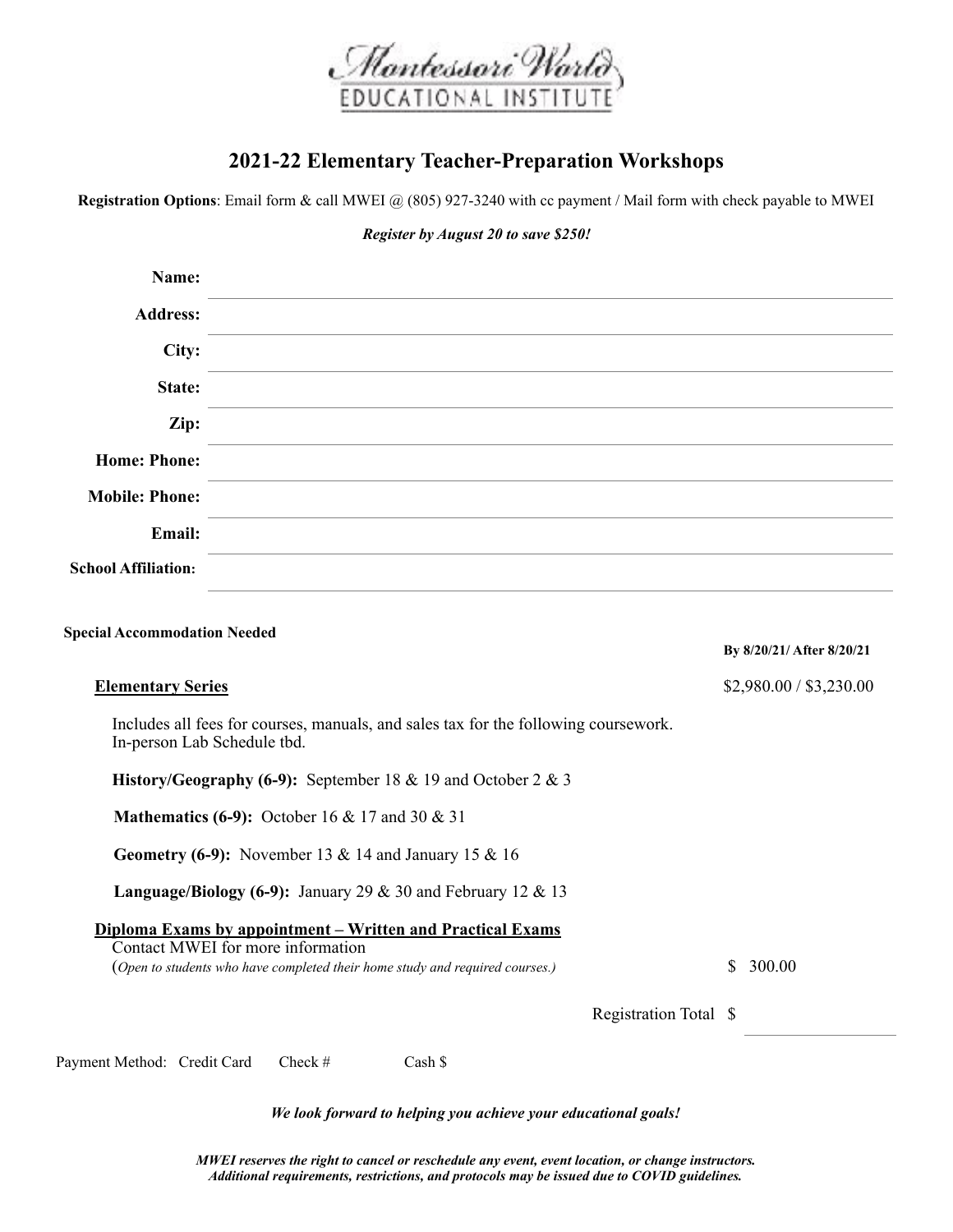Montessori World EDUCATIONAL INSTITUTE

# 2021-22 Elementary Teacher-Preparation Workshops

**Registration Options**: Email form & call MWEI @ (805) 927-3240 with cc payment / Mail form with check payable to MWEI

***Register by August 20 to save $250!***

**Name:** ______________________________

**Address:** ______________________________

**City:** ______________________________

**State:** ______________________________

**Zip:** ______________________________

**Home: Phone:** ______________________________

**Mobile: Phone:** ______________________________

**Email:** ______________________________

**School Affiliation:** ______________________________

**Special Accommodation Needed**

**By 8/20/21/ After 8/20/21**

**Elementary Series** — $2,980.00 / $3,230.00

Includes all fees for courses, manuals, and sales tax for the following coursework.
In-person Lab Schedule tbd.

**History/Geography (6-9):** September 18 & 19 and October 2 & 3

**Mathematics (6-9):** October 16 & 17 and 30 & 31

**Geometry (6-9):** November 13 & 14 and January 15 & 16

**Language/Biology (6-9):** January 29 & 30 and February 12 & 13

**Diploma Exams by appointment – Written and Practical Exams**
Contact MWEI for more information
(*Open to students who have completed their home study and required courses.*) — $ 300.00

Registration Total $ __________

Payment Method: Credit Card    Check #    Cash $

***We look forward to helping you achieve your educational goals!***

***MWEI reserves the right to cancel or reschedule any event, event location, or change instructors. Additional requirements, restrictions, and protocols may be issued due to COVID guidelines.***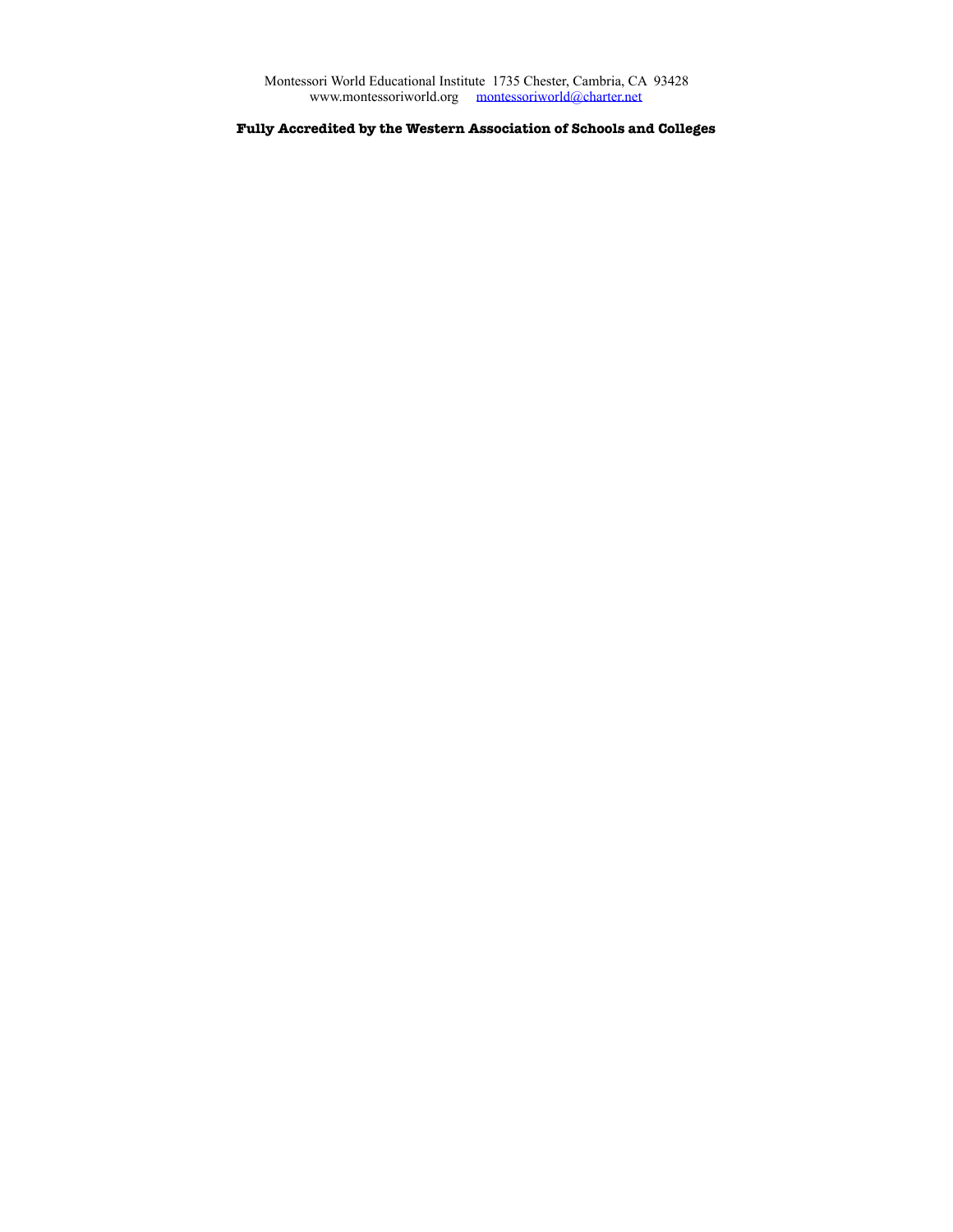Montessori World Educational Institute 1735 Chester, Cambria, CA 93428
www.montessoriworld.org montessoriworld@charter.net

**Fully Accredited by the Western Association of Schools and Colleges**